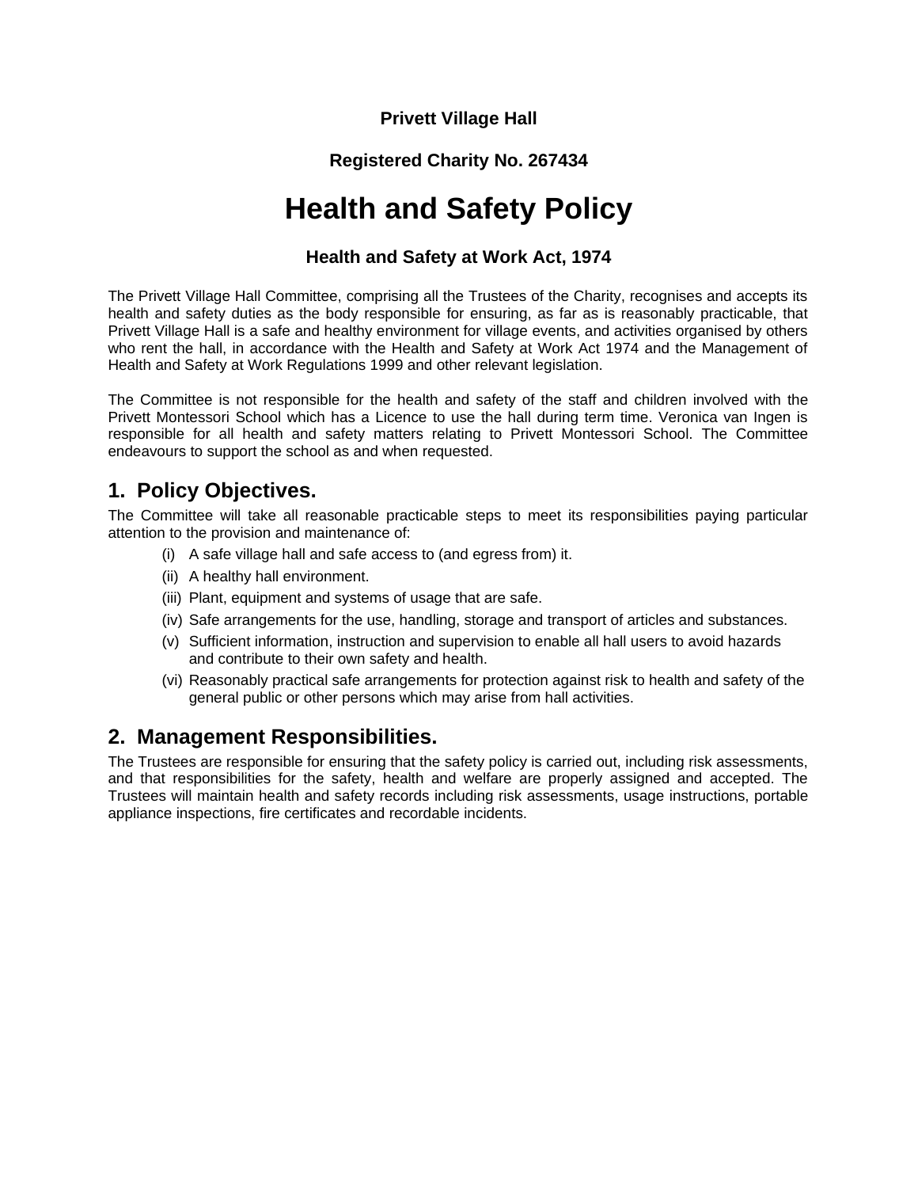**Privett Village Hall**

**Registered Charity No. 267434**

# Health and Safety Policy

### Health and Safety at Work Act, 1974

The Privett Village Hall Committee, comprising all the Trustees of the Charity, recognises and accepts its health and safety duties as the body responsible for ensuring, as far as is reasonably practicable, that Privett Village Hall is a safe and healthy environment for village events, and activities organised by others who rent the hall, in accordance with the Health and Safety at Work Act 1974 and the Management of Health and Safety at Work Regulations 1999 and other relevant legislation.

The Committee is not responsible for the health and safety of the staff and children involved with the Privett Montessori School which has a Licence to use the hall during term time. Veronica van Ingen is responsible for all health and safety matters relating to Privett Montessori School. The Committee endeavours to support the school as and when requested.

## 1. Policy Objectives.

The Committee will take all reasonable practicable steps to meet its responsibilities paying particular attention to the provision and maintenance of:

- (i) A safe village hall and safe access to (and egress from) it.
- (ii) A healthy hall environment.
- (iii) Plant, equipment and systems of usage that are safe.
- (iv) Safe arrangements for the use, handling, storage and transport of articles and substances.
- (v) Sufficient information, instruction and supervision to enable all hall users to avoid hazards and contribute to their own safety and health.
- (vi) Reasonably practical safe arrangements for protection against risk to health and safety of the general public or other persons which may arise from hall activities.

## 2. Management Responsibilities.

The Trustees are responsible for ensuring that the safety policy is carried out, including risk assessments, and that responsibilities for the safety, health and welfare are properly assigned and accepted. The Trustees will maintain health and safety records including risk assessments, usage instructions, portable appliance inspections, fire certificates and recordable incidents.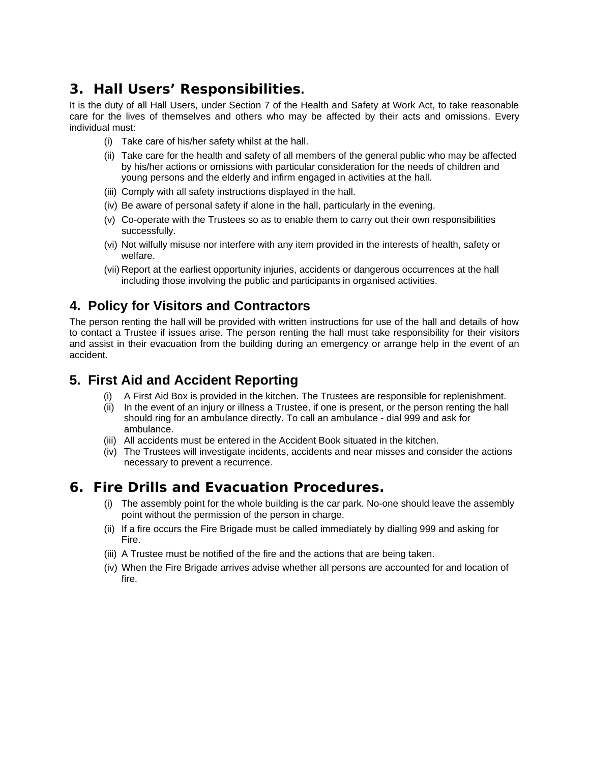## 3. Hall Users' Responsibilities.

It is the duty of all Hall Users, under Section 7 of the Health and Safety at Work Act, to take reasonable care for the lives of themselves and others who may be affected by their acts and omissions. Every individual must:

- (i) Take care of his/her safety whilst at the hall.
- (ii) Take care for the health and safety of all members of the general public who may be affected by his/her actions or omissions with particular consideration for the needs of children and young persons and the elderly and infirm engaged in activities at the hall.
- (iii) Comply with all safety instructions displayed in the hall.
- (iv) Be aware of personal safety if alone in the hall, particularly in the evening.
- (v) Co-operate with the Trustees so as to enable them to carry out their own responsibilities successfully.
- (vi) Not wilfully misuse nor interfere with any item provided in the interests of health, safety or welfare.
- (vii) Report at the earliest opportunity injuries, accidents or dangerous occurrences at the hall including those involving the public and participants in organised activities.

## 4. Policy for Visitors and Contractors

The person renting the hall will be provided with written instructions for use of the hall and details of how to contact a Trustee if issues arise. The person renting the hall must take responsibility for their visitors and assist in their evacuation from the building during an emergency or arrange help in the event of an accident.

## 5. First Aid and Accident Reporting

- (i) A First Aid Box is provided in the kitchen. The Trustees are responsible for replenishment.
- (ii) In the event of an injury or illness a Trustee, if one is present, or the person renting the hall should ring for an ambulance directly. To call an ambulance - dial 999 and ask for ambulance.
- (iii) All accidents must be entered in the Accident Book situated in the kitchen.
- (iv) The Trustees will investigate incidents, accidents and near misses and consider the actions necessary to prevent a recurrence.

## 6. Fire Drills and Evacuation Procedures.

- (i) The assembly point for the whole building is the car park. No-one should leave the assembly point without the permission of the person in charge.
- (ii) If a fire occurs the Fire Brigade must be called immediately by dialling 999 and asking for Fire.
- (iii) A Trustee must be notified of the fire and the actions that are being taken.
- (iv) When the Fire Brigade arrives advise whether all persons are accounted for and location of fire.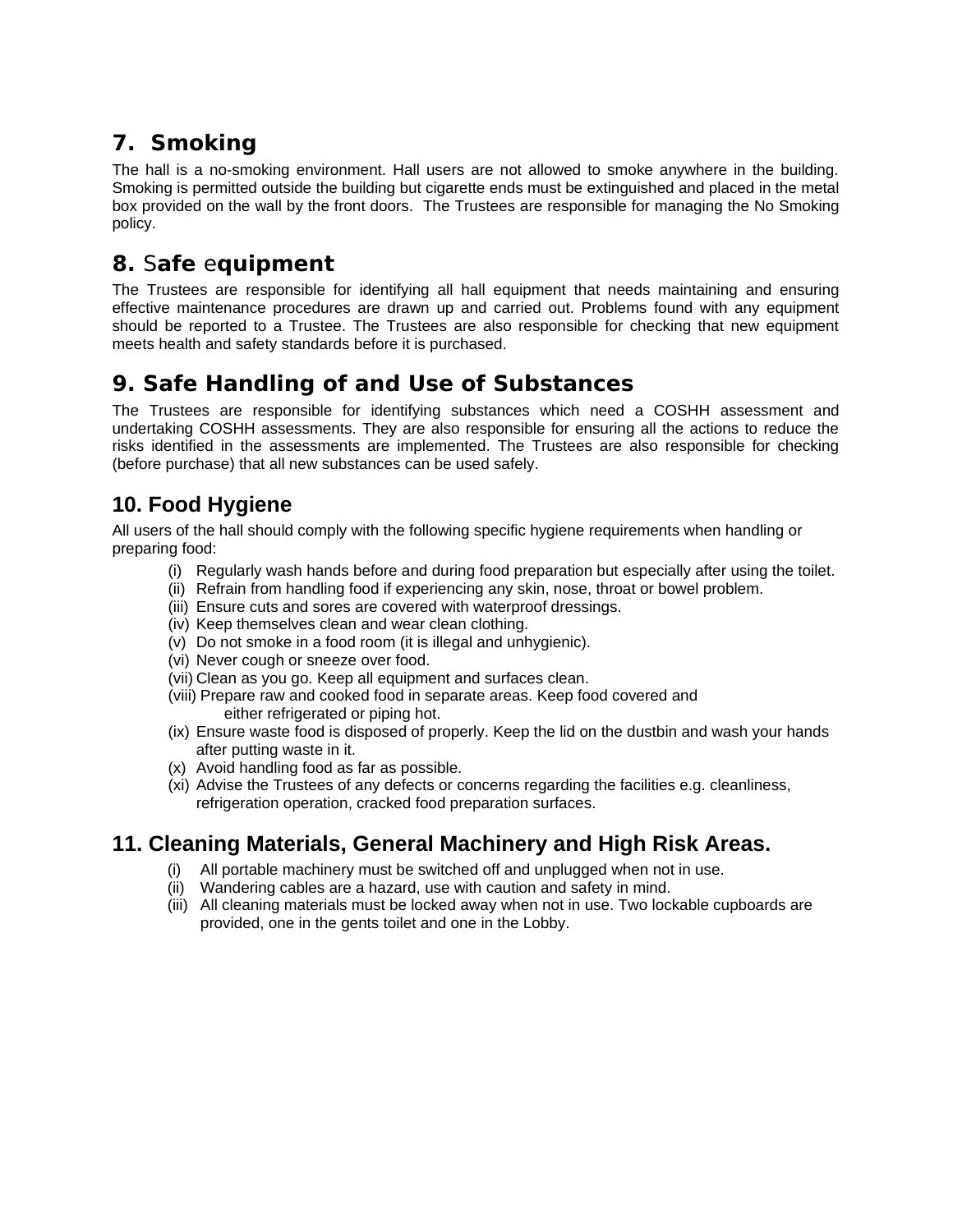## 7. Smoking

The hall is a no-smoking environment. Hall users are not allowed to smoke anywhere in the building. Smoking is permitted outside the building but cigarette ends must be extinguished and placed in the metal box provided on the wall by the front doors. The Trustees are responsible for managing the No Smoking policy.

## 8. Safe equipment

The Trustees are responsible for identifying all hall equipment that needs maintaining and ensuring effective maintenance procedures are drawn up and carried out. Problems found with any equipment should be reported to a Trustee. The Trustees are also responsible for checking that new equipment meets health and safety standards before it is purchased.

## 9. Safe Handling of and Use of Substances

The Trustees are responsible for identifying substances which need a COSHH assessment and undertaking COSHH assessments. They are also responsible for ensuring all the actions to reduce the risks identified in the assessments are implemented. The Trustees are also responsible for checking (before purchase) that all new substances can be used safely.

## 10. Food Hygiene

All users of the hall should comply with the following specific hygiene requirements when handling or preparing food:

- (i) Regularly wash hands before and during food preparation but especially after using the toilet.
- (ii) Refrain from handling food if experiencing any skin, nose, throat or bowel problem.
- (iii) Ensure cuts and sores are covered with waterproof dressings.
- (iv) Keep themselves clean and wear clean clothing.
- (v) Do not smoke in a food room (it is illegal and unhygienic).
- (vi) Never cough or sneeze over food.
- (vii) Clean as you go. Keep all equipment and surfaces clean.
- (viii) Prepare raw and cooked food in separate areas. Keep food covered and either refrigerated or piping hot.
- (ix) Ensure waste food is disposed of properly. Keep the lid on the dustbin and wash your hands after putting waste in it.
- (x) Avoid handling food as far as possible.
- (xi) Advise the Trustees of any defects or concerns regarding the facilities e.g. cleanliness, refrigeration operation, cracked food preparation surfaces.

## 11. Cleaning Materials, General Machinery and High Risk Areas.

- (i) All portable machinery must be switched off and unplugged when not in use.
- (ii) Wandering cables are a hazard, use with caution and safety in mind.
- (iii) All cleaning materials must be locked away when not in use. Two lockable cupboards are provided, one in the gents toilet and one in the Lobby.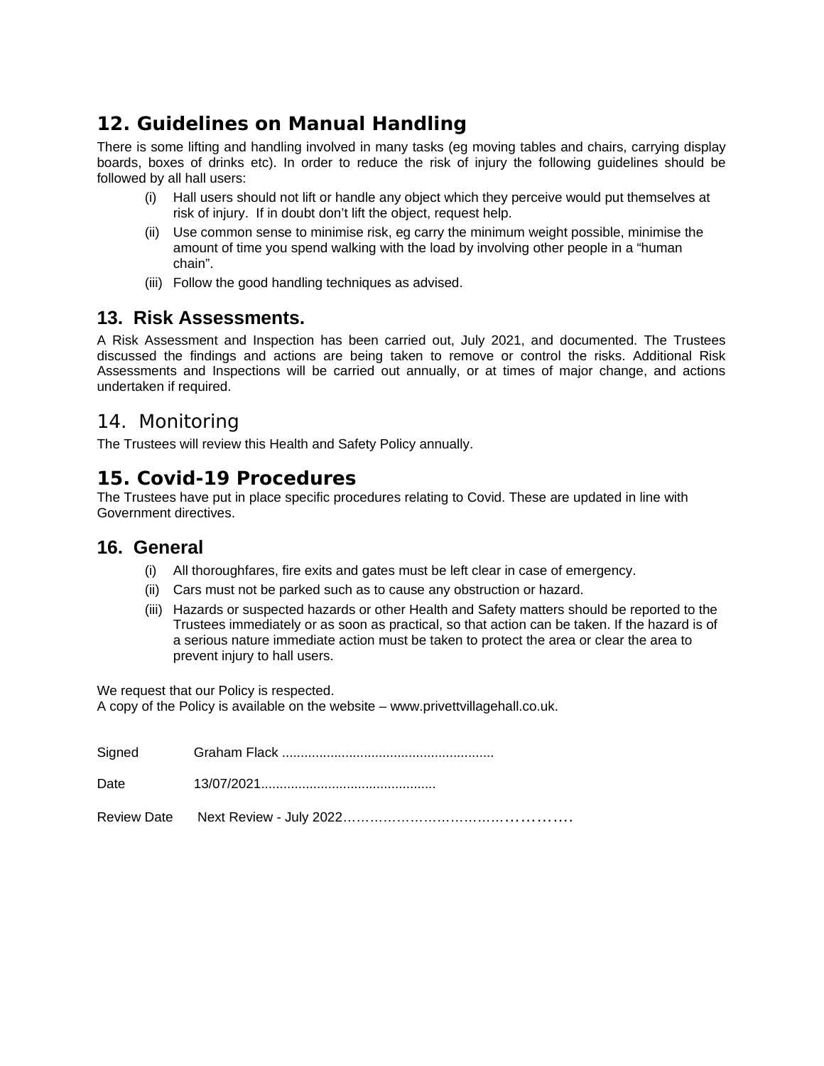## 12. Guidelines on Manual Handling

There is some lifting and handling involved in many tasks (eg moving tables and chairs, carrying display boards, boxes of drinks etc). In order to reduce the risk of injury the following guidelines should be followed by all hall users:

(i) Hall users should not lift or handle any object which they perceive would put themselves at risk of injury. If in doubt don't lift the object, request help.

(ii) Use common sense to minimise risk, eg carry the minimum weight possible, minimise the amount of time you spend walking with the load by involving other people in a "human chain".

(iii) Follow the good handling techniques as advised.

## 13. Risk Assessments.

A Risk Assessment and Inspection has been carried out, July 2021, and documented. The Trustees discussed the findings and actions are being taken to remove or control the risks. Additional Risk Assessments and Inspections will be carried out annually, or at times of major change, and actions undertaken if required.

## 14. Monitoring

The Trustees will review this Health and Safety Policy annually.

## 15. Covid-19 Procedures

The Trustees have put in place specific procedures relating to Covid. These are updated in line with Government directives.

## 16. General

(i) All thoroughfares, fire exits and gates must be left clear in case of emergency.

(ii) Cars must not be parked such as to cause any obstruction or hazard.

(iii) Hazards or suspected hazards or other Health and Safety matters should be reported to the Trustees immediately or as soon as practical, so that action can be taken. If the hazard is of a serious nature immediate action must be taken to protect the area or clear the area to prevent injury to hall users.

We request that our Policy is respected.
A copy of the Policy is available on the website – www.privettvillagehall.co.uk.

Signed Graham Flack .........................................................

Date 13/07/2021...............................................

Review Date Next Review - July 2022…………………………………………….